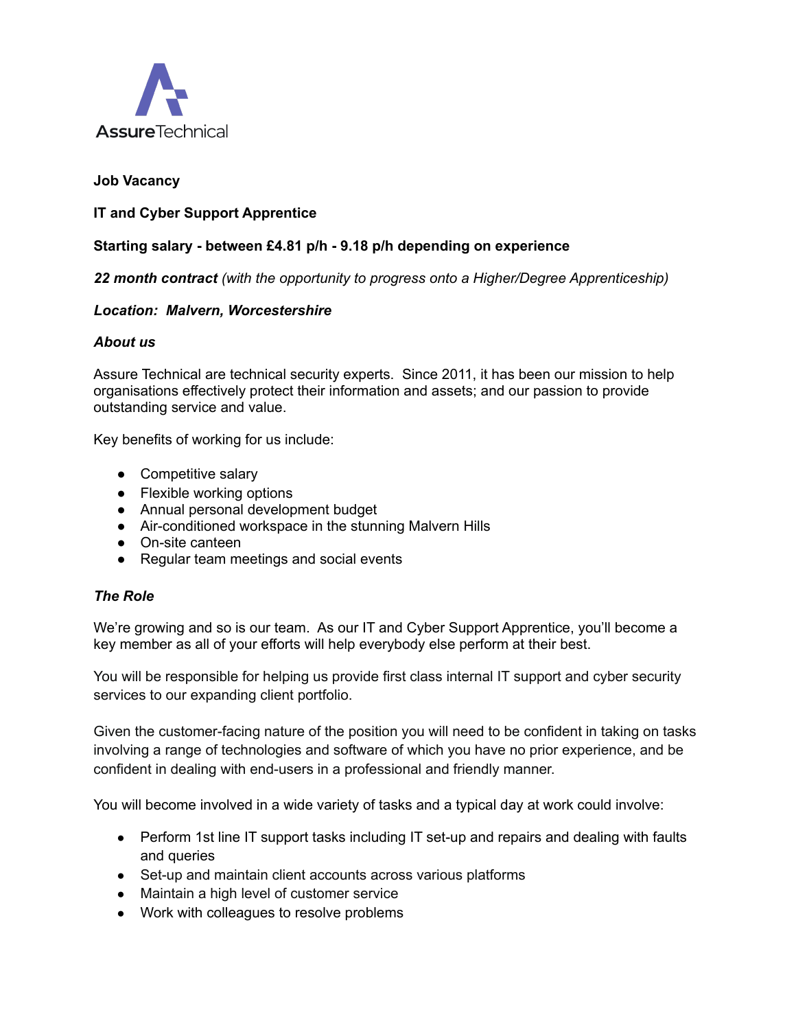AssureTechnical

**Job Vacancy**

**IT and Cyber Support Apprentice**

**Starting salary - between £4.81 p/h - 9.18 p/h depending on experience**

***22 month contract*** *(with the opportunity to progress onto a Higher/Degree Apprenticeship)*

***Location: Malvern, Worcestershire***

***About us***

Assure Technical are technical security experts. Since 2011, it has been our mission to help organisations effectively protect their information and assets; and our passion to provide outstanding service and value.

Key benefits of working for us include:

- Competitive salary
- Flexible working options
- Annual personal development budget
- Air-conditioned workspace in the stunning Malvern Hills
- On-site canteen
- Regular team meetings and social events

***The Role***

We're growing and so is our team. As our IT and Cyber Support Apprentice, you'll become a key member as all of your efforts will help everybody else perform at their best.

You will be responsible for helping us provide first class internal IT support and cyber security services to our expanding client portfolio.

Given the customer-facing nature of the position you will need to be confident in taking on tasks involving a range of technologies and software of which you have no prior experience, and be confident in dealing with end-users in a professional and friendly manner.

You will become involved in a wide variety of tasks and a typical day at work could involve:

- Perform 1st line IT support tasks including IT set-up and repairs and dealing with faults and queries
- Set-up and maintain client accounts across various platforms
- Maintain a high level of customer service
- Work with colleagues to resolve problems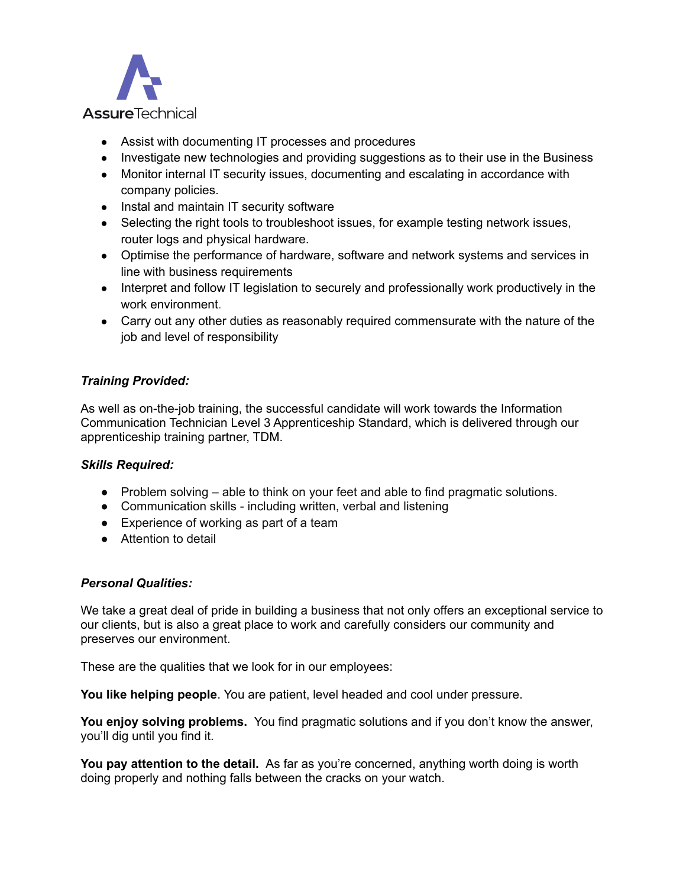- Assist with documenting IT processes and procedures
- Investigate new technologies and providing suggestions as to their use in the Business
- Monitor internal IT security issues, documenting and escalating in accordance with company policies.
- Instal and maintain IT security software
- Selecting the right tools to troubleshoot issues, for example testing network issues, router logs and physical hardware.
- Optimise the performance of hardware, software and network systems and services in line with business requirements
- Interpret and follow IT legislation to securely and professionally work productively in the work environment.
- Carry out any other duties as reasonably required commensurate with the nature of the job and level of responsibility

***Training Provided:***

As well as on-the-job training, the successful candidate will work towards the Information Communication Technician Level 3 Apprenticeship Standard, which is delivered through our apprenticeship training partner, TDM.

***Skills Required:***

- Problem solving – able to think on your feet and able to find pragmatic solutions.
- Communication skills - including written, verbal and listening
- Experience of working as part of a team
- Attention to detail

***Personal Qualities:***

We take a great deal of pride in building a business that not only offers an exceptional service to our clients, but is also a great place to work and carefully considers our community and preserves our environment.

These are the qualities that we look for in our employees:

**You like helping people**. You are patient, level headed and cool under pressure.

**You enjoy solving problems.** You find pragmatic solutions and if you don't know the answer, you'll dig until you find it.

**You pay attention to the detail.** As far as you're concerned, anything worth doing is worth doing properly and nothing falls between the cracks on your watch.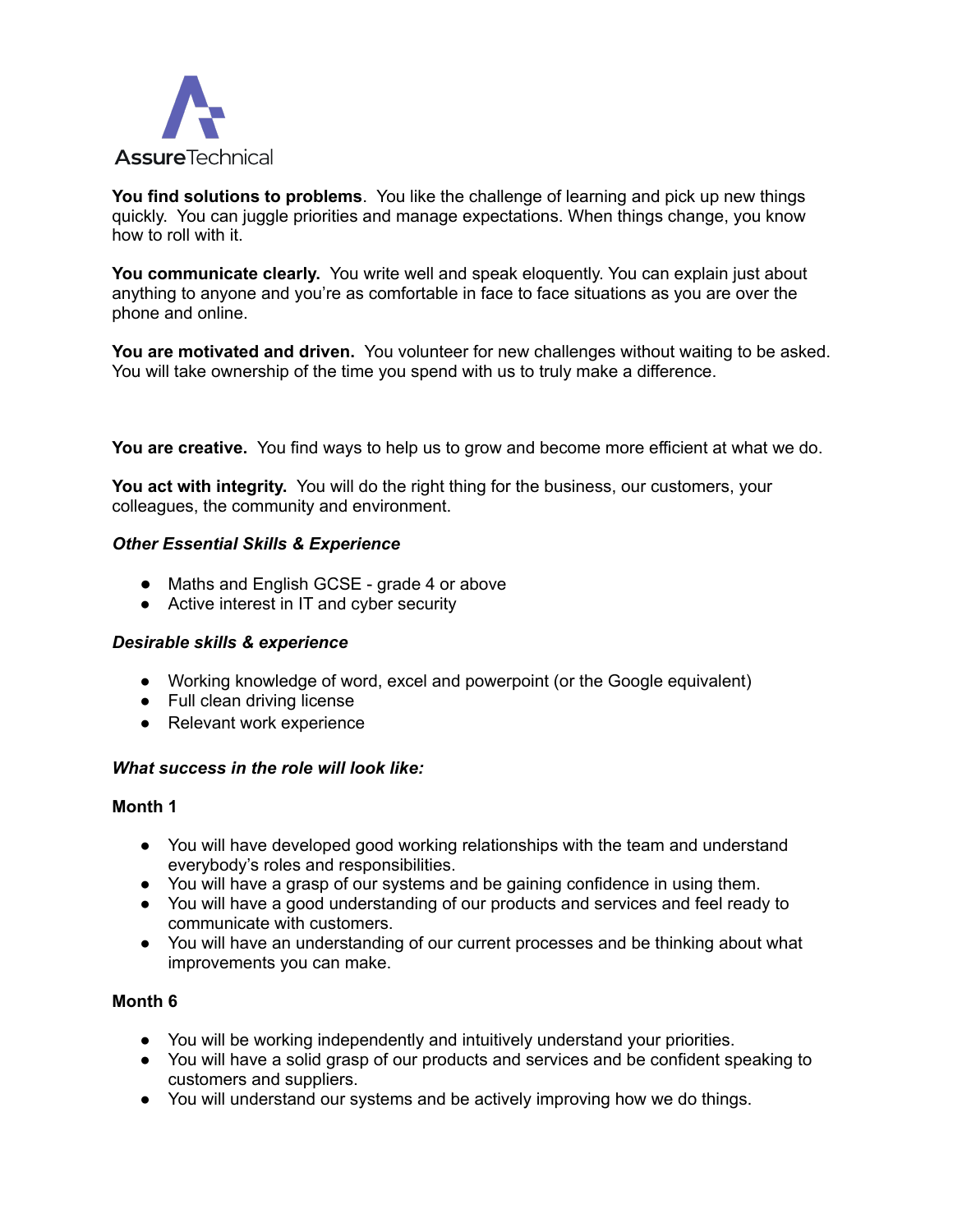**You find solutions to problems**. You like the challenge of learning and pick up new things quickly. You can juggle priorities and manage expectations. When things change, you know how to roll with it.

**You communicate clearly.** You write well and speak eloquently. You can explain just about anything to anyone and you're as comfortable in face to face situations as you are over the phone and online.

**You are motivated and driven.** You volunteer for new challenges without waiting to be asked. You will take ownership of the time you spend with us to truly make a difference.

**You are creative.** You find ways to help us to grow and become more efficient at what we do.

**You act with integrity.** You will do the right thing for the business, our customers, your colleagues, the community and environment.

***Other Essential Skills & Experience***

- Maths and English GCSE - grade 4 or above
- Active interest in IT and cyber security

***Desirable skills & experience***

- Working knowledge of word, excel and powerpoint (or the Google equivalent)
- Full clean driving license
- Relevant work experience

***What success in the role will look like:***

**Month 1**

- You will have developed good working relationships with the team and understand everybody's roles and responsibilities.
- You will have a grasp of our systems and be gaining confidence in using them.
- You will have a good understanding of our products and services and feel ready to communicate with customers.
- You will have an understanding of our current processes and be thinking about what improvements you can make.

**Month 6**

- You will be working independently and intuitively understand your priorities.
- You will have a solid grasp of our products and services and be confident speaking to customers and suppliers.
- You will understand our systems and be actively improving how we do things.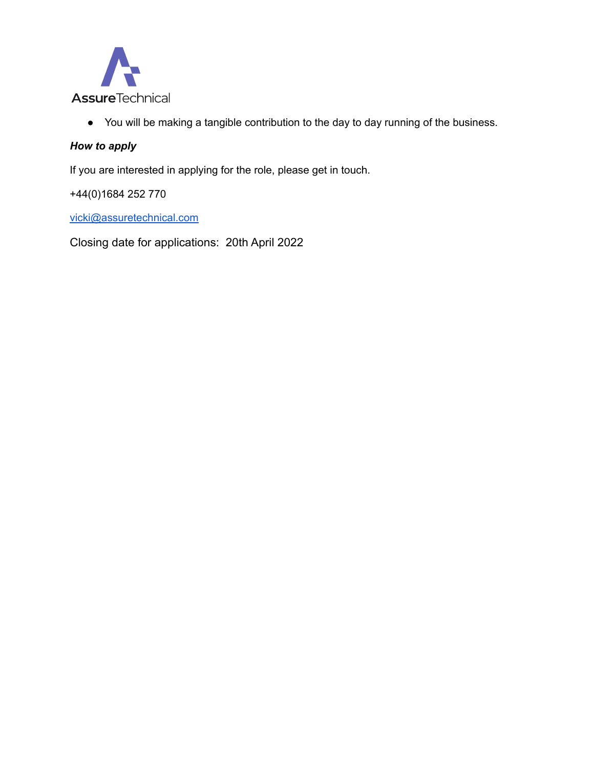AssureTechnical

- You will be making a tangible contribution to the day to day running of the business.

***How to apply***

If you are interested in applying for the role, please get in touch.

+44(0)1684 252 770

vicki@assuretechnical.com

Closing date for applications: 20th April 2022